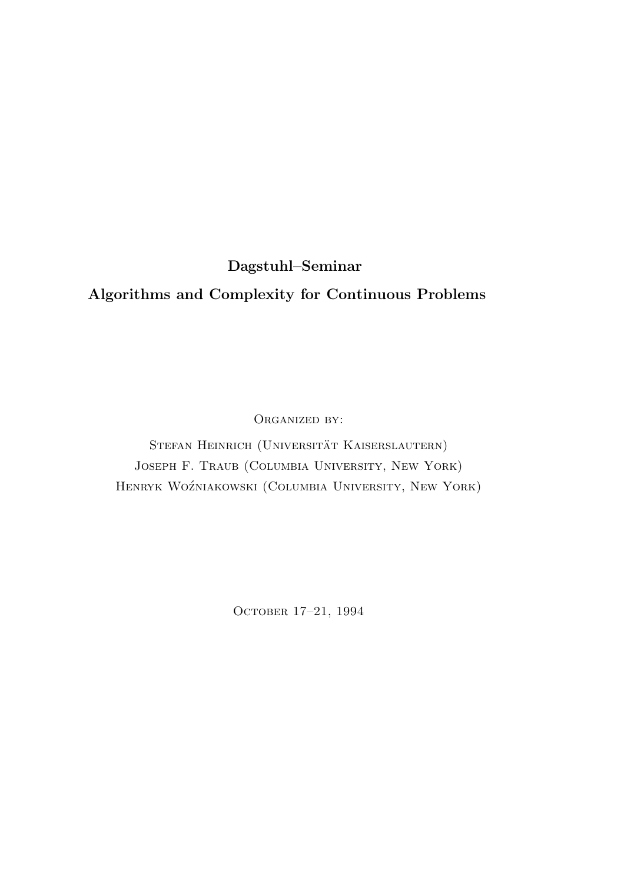# Dagstuhl–Seminar

# Algorithms and Complexity for Continuous Problems

Organized by:

Stefan Heinrich (Universität Kaiserslautern)

Joseph F. Traub (Columbia University, New York)

Henryk Woźniakowski (Columbia University, New York)

October 17–21, 1994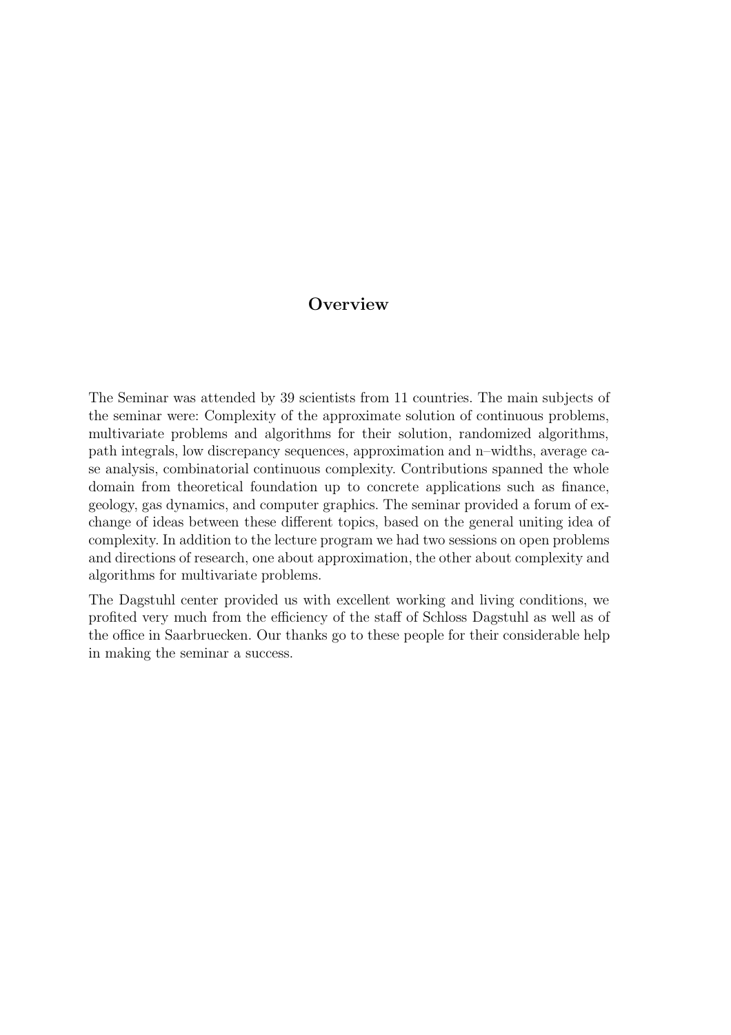# Overview

The Seminar was attended by 39 scientists from 11 countries. The main subjects of the seminar were: Complexity of the approximate solution of continuous problems, multivariate problems and algorithms for their solution, randomized algorithms, path integrals, low discrepancy sequences, approximation and n–widths, average case analysis, combinatorial continuous complexity. Contributions spanned the whole domain from theoretical foundation up to concrete applications such as finance, geology, gas dynamics, and computer graphics. The seminar provided a forum of exchange of ideas between these different topics, based on the general uniting idea of complexity. In addition to the lecture program we had two sessions on open problems and directions of research, one about approximation, the other about complexity and algorithms for multivariate problems.

The Dagstuhl center provided us with excellent working and living conditions, we profited very much from the efficiency of the staff of Schloss Dagstuhl as well as of the office in Saarbruecken. Our thanks go to these people for their considerable help in making the seminar a success.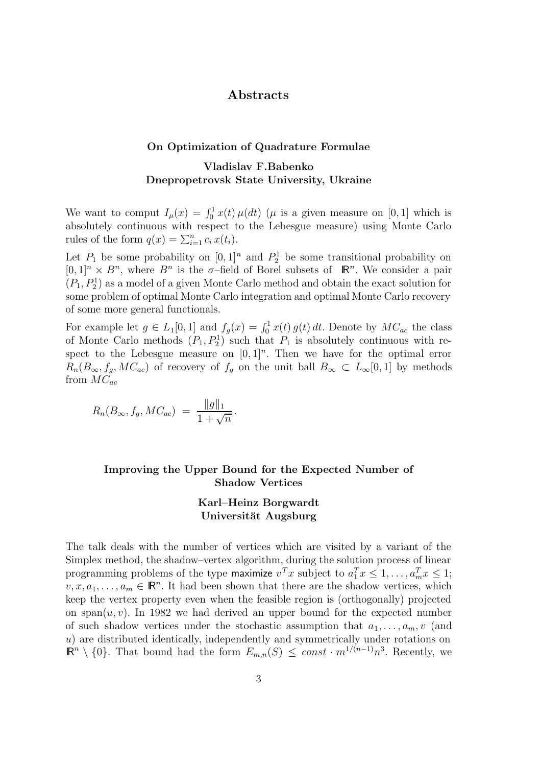# Abstracts

### On Optimization of Quadrature Formulae

**Vladislav F.Babenko**
**Dnepropetrovsk State University, Ukraine**

We want to comput $I_\mu(x) = \int_0^1 x(t)\,\mu(dt)$ ($\mu$ is a given measure on $[0,1]$ which is absolutely continuous with respect to the Lebesgue measure) using Monte Carlo rules of the form $q(x) = \sum_{i=1}^n c_i\, x(t_i)$.

Let $P_1$ be some probability on $[0,1]^n$ and $P_2^1$ be some transitional probability on $[0,1]^n \times B^n$, where $B^n$ is the $\sigma$–field of Borel subsets of $\mathbb{R}^n$. We consider a pair $(P_1, P_2^1)$ as a model of a given Monte Carlo method and obtain the exact solution for some problem of optimal Monte Carlo integration and optimal Monte Carlo recovery of some more general functionals.

For example let $g \in L_1[0,1]$ and $f_g(x) = \int_0^1 x(t)\,g(t)\,dt$. Denote by $MC_{ac}$ the class of Monte Carlo methods $(P_1, P_2^1)$ such that $P_1$ is absolutely continuous with respect to the Lebesgue measure on $[0,1]^n$. Then we have for the optimal error $R_n(B_\infty, f_g, MC_{ac})$ of recovery of $f_g$ on the unit ball $B_\infty \subset L_\infty[0,1]$ by methods from $MC_{ac}$

$$R_n(B_\infty, f_g, MC_{ac}) \;=\; \frac{\|g\|_1}{1+\sqrt{n}}\,.$$

### Improving the Upper Bound for the Expected Number of Shadow Vertices

**Karl–Heinz Borgwardt**
**Universität Augsburg**

The talk deals with the number of vertices which are visited by a variant of the Simplex method, the shadow–vertex algorithm, during the solution process of linear programming problems of the type maximize $v^T x$ subject to $a_1^T x \le 1, \ldots, a_m^T x \le 1$; $v, x, a_1, \ldots, a_m \in \mathbb{R}^n$. It had been shown that there are the shadow vertices, which keep the vertex property even when the feasible region is (orthogonally) projected on $\mathrm{span}(u, v)$. In 1982 we had derived an upper bound for the expected number of such shadow vertices under the stochastic assumption that $a_1, \ldots, a_m, v$ (and $u$) are distributed identically, independently and symmetrically under rotations on $\mathbb{R}^n \setminus \{0\}$. That bound had the form $E_{m,n}(S) \le \mathit{const} \cdot m^{1/(n-1)} n^3$. Recently, we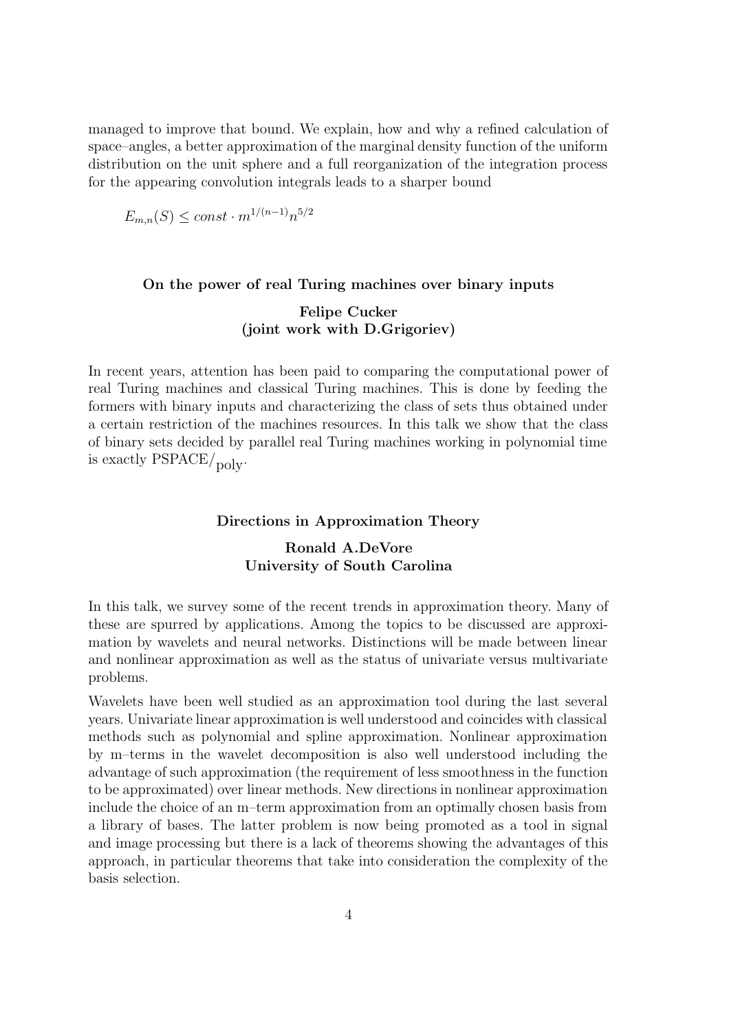managed to improve that bound. We explain, how and why a refined calculation of space–angles, a better approximation of the marginal density function of the uniform distribution on the unit sphere and a full reorganization of the integration process for the appearing convolution integrals leads to a sharper bound

$$E_{m,n}(S) \leq const \cdot m^{1/(n-1)} n^{5/2}$$

### On the power of real Turing machines over binary inputs

**Felipe Cucker**
**(joint work with D.Grigoriev)**

In recent years, attention has been paid to comparing the computational power of real Turing machines and classical Turing machines. This is done by feeding the formers with binary inputs and characterizing the class of sets thus obtained under a certain restriction of the machines resources. In this talk we show that the class of binary sets decided by parallel real Turing machines working in polynomial time is exactly $\mathrm{PSPACE}/_{\mathrm{poly}}$.

### Directions in Approximation Theory

**Ronald A.DeVore**
**University of South Carolina**

In this talk, we survey some of the recent trends in approximation theory. Many of these are spurred by applications. Among the topics to be discussed are approximation by wavelets and neural networks. Distinctions will be made between linear and nonlinear approximation as well as the status of univariate versus multivariate problems.

Wavelets have been well studied as an approximation tool during the last several years. Univariate linear approximation is well understood and coincides with classical methods such as polynomial and spline approximation. Nonlinear approximation by m–terms in the wavelet decomposition is also well understood including the advantage of such approximation (the requirement of less smoothness in the function to be approximated) over linear methods. New directions in nonlinear approximation include the choice of an m–term approximation from an optimally chosen basis from a library of bases. The latter problem is now being promoted as a tool in signal and image processing but there is a lack of theorems showing the advantages of this approach, in particular theorems that take into consideration the complexity of the basis selection.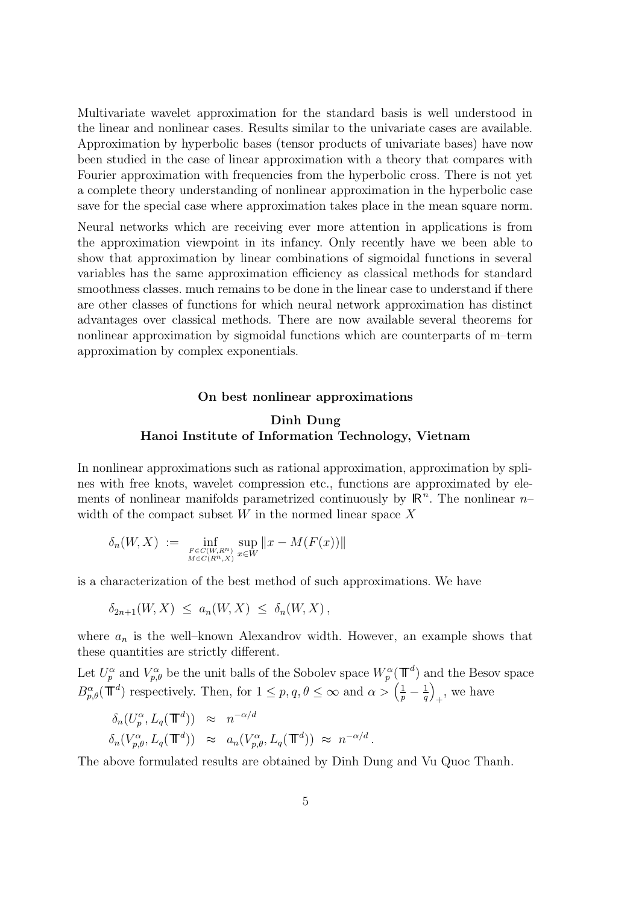Multivariate wavelet approximation for the standard basis is well understood in the linear and nonlinear cases. Results similar to the univariate cases are available. Approximation by hyperbolic bases (tensor products of univariate bases) have now been studied in the case of linear approximation with a theory that compares with Fourier approximation with frequencies from the hyperbolic cross. There is not yet a complete theory understanding of nonlinear approximation in the hyperbolic case save for the special case where approximation takes place in the mean square norm.

Neural networks which are receiving ever more attention in applications is from the approximation viewpoint in its infancy. Only recently have we been able to show that approximation by linear combinations of sigmoidal functions in several variables has the same approximation efficiency as classical methods for standard smoothness classes. much remains to be done in the linear case to understand if there are other classes of functions for which neural network approximation has distinct advantages over classical methods. There are now available several theorems for nonlinear approximation by sigmoidal functions which are counterparts of m–term approximation by complex exponentials.

### On best nonlinear approximations

**Dinh Dung**
**Hanoi Institute of Information Technology, Vietnam**

In nonlinear approximations such as rational approximation, approximation by splines with free knots, wavelet compression etc., functions are approximated by elements of nonlinear manifolds parametrized continuously by $\mathbb{R}^n$. The nonlinear $n$–width of the compact subset $W$ in the normed linear space $X$

$$\delta_n(W,X) \;:=\; \inf_{\substack{F\in C(W,R^n)\\ M\in C(R^n,X)}} \sup_{x\in W} \|x - M(F(x))\|$$

is a characterization of the best method of such approximations. We have

$$\delta_{2n+1}(W,X) \;\leq\; a_n(W,X) \;\leq\; \delta_n(W,X)\,,$$

where $a_n$ is the well–known Alexandrov width. However, an example shows that these quantities are strictly different.

Let $U_p^\alpha$ and $V_{p,\theta}^\alpha$ be the unit balls of the Sobolev space $W_p^\alpha(\mathbb{T}^d)$ and the Besov space $B_{p,\theta}^\alpha(\mathbb{T}^d)$ respectively. Then, for $1 \leq p, q, \theta \leq \infty$ and $\alpha > \left(\frac{1}{p} - \frac{1}{q}\right)_+$, we have

$$\begin{aligned}
\delta_n(U_p^\alpha, L_q(\mathbb{T}^d)) \;&\approx\; n^{-\alpha/d} \\
\delta_n(V_{p,\theta}^\alpha, L_q(\mathbb{T}^d)) \;&\approx\; a_n(V_{p,\theta}^\alpha, L_q(\mathbb{T}^d)) \;\approx\; n^{-\alpha/d}\,.
\end{aligned}$$

The above formulated results are obtained by Dinh Dung and Vu Quoc Thanh.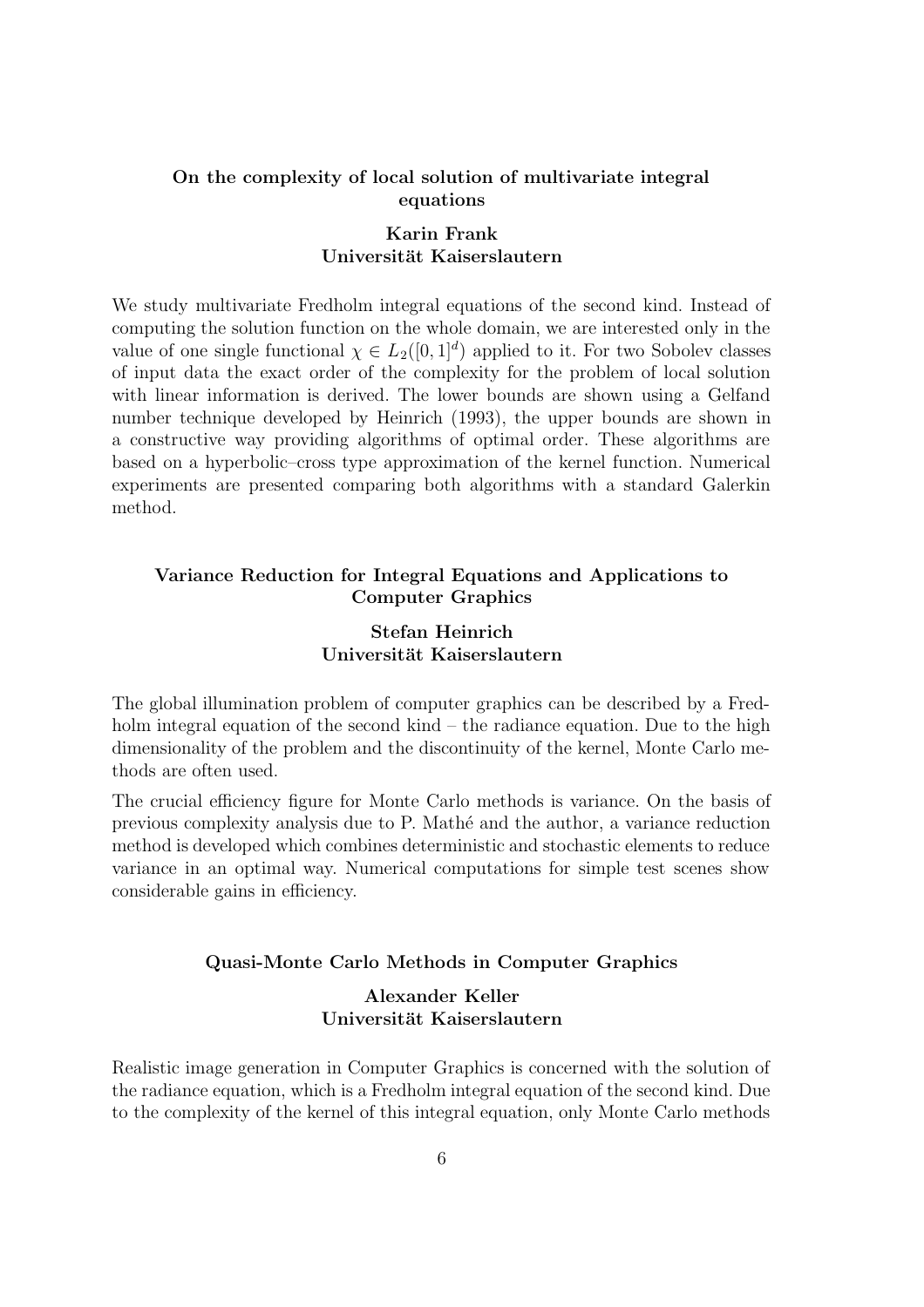### On the complexity of local solution of multivariate integral equations

**Karin Frank**
**Universität Kaiserslautern**

We study multivariate Fredholm integral equations of the second kind. Instead of computing the solution function on the whole domain, we are interested only in the value of one single functional $\chi \in L_2([0,1]^d)$ applied to it. For two Sobolev classes of input data the exact order of the complexity for the problem of local solution with linear information is derived. The lower bounds are shown using a Gelfand number technique developed by Heinrich (1993), the upper bounds are shown in a constructive way providing algorithms of optimal order. These algorithms are based on a hyperbolic–cross type approximation of the kernel function. Numerical experiments are presented comparing both algorithms with a standard Galerkin method.

### Variance Reduction for Integral Equations and Applications to Computer Graphics

**Stefan Heinrich**
**Universität Kaiserslautern**

The global illumination problem of computer graphics can be described by a Fredholm integral equation of the second kind – the radiance equation. Due to the high dimensionality of the problem and the discontinuity of the kernel, Monte Carlo methods are often used.

The crucial efficiency figure for Monte Carlo methods is variance. On the basis of previous complexity analysis due to P. Mathé and the author, a variance reduction method is developed which combines deterministic and stochastic elements to reduce variance in an optimal way. Numerical computations for simple test scenes show considerable gains in efficiency.

### Quasi-Monte Carlo Methods in Computer Graphics

**Alexander Keller**
**Universität Kaiserslautern**

Realistic image generation in Computer Graphics is concerned with the solution of the radiance equation, which is a Fredholm integral equation of the second kind. Due to the complexity of the kernel of this integral equation, only Monte Carlo methods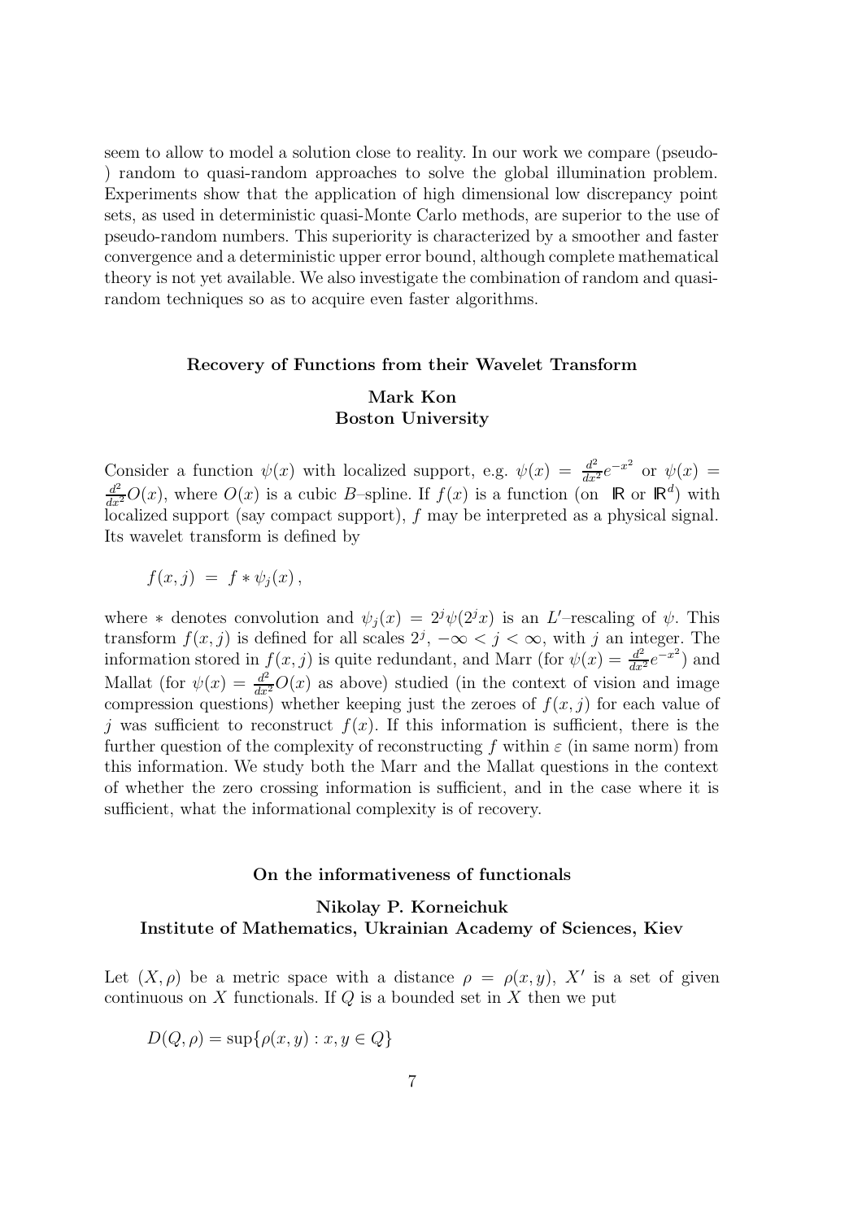seem to allow to model a solution close to reality. In our work we compare (pseudo-) random to quasi-random approaches to solve the global illumination problem. Experiments show that the application of high dimensional low discrepancy point sets, as used in deterministic quasi-Monte Carlo methods, are superior to the use of pseudo-random numbers. This superiority is characterized by a smoother and faster convergence and a deterministic upper error bound, although complete mathematical theory is not yet available. We also investigate the combination of random and quasi-random techniques so as to acquire even faster algorithms.

### Recovery of Functions from their Wavelet Transform

**Mark Kon**
**Boston University**

Consider a function $\psi(x)$ with localized support, e.g. $\psi(x) = \frac{d^2}{dx^2}e^{-x^2}$ or $\psi(x) = \frac{d^2}{dx^2}O(x)$, where $O(x)$ is a cubic $B$–spline. If $f(x)$ is a function (on $\mathbb{R}$ or $\mathbb{R}^d$) with localized support (say compact support), $f$ may be interpreted as a physical signal. Its wavelet transform is defined by

$$f(x,j) \;=\; f * \psi_j(x)\,,$$

where $*$ denotes convolution and $\psi_j(x) = 2^j\psi(2^jx)$ is an $L'$–rescaling of $\psi$. This transform $f(x,j)$ is defined for all scales $2^j$, $-\infty < j < \infty$, with $j$ an integer. The information stored in $f(x,j)$ is quite redundant, and Marr (for $\psi(x) = \frac{d^2}{dx^2}e^{-x^2}$) and Mallat (for $\psi(x) = \frac{d^2}{dx^2}O(x)$ as above) studied (in the context of vision and image compression questions) whether keeping just the zeroes of $f(x,j)$ for each value of $j$ was sufficient to reconstruct $f(x)$. If this information is sufficient, there is the further question of the complexity of reconstructing $f$ within $\varepsilon$ (in same norm) from this information. We study both the Marr and the Mallat questions in the context of whether the zero crossing information is sufficient, and in the case where it is sufficient, what the informational complexity is of recovery.

### On the informativeness of functionals

**Nikolay P. Korneichuk**
**Institute of Mathematics, Ukrainian Academy of Sciences, Kiev**

Let $(X,\rho)$ be a metric space with a distance $\rho = \rho(x,y)$, $X'$ is a set of given continuous on $X$ functionals. If $Q$ is a bounded set in $X$ then we put

$$D(Q,\rho) = \sup\{\rho(x,y) : x,y \in Q\}$$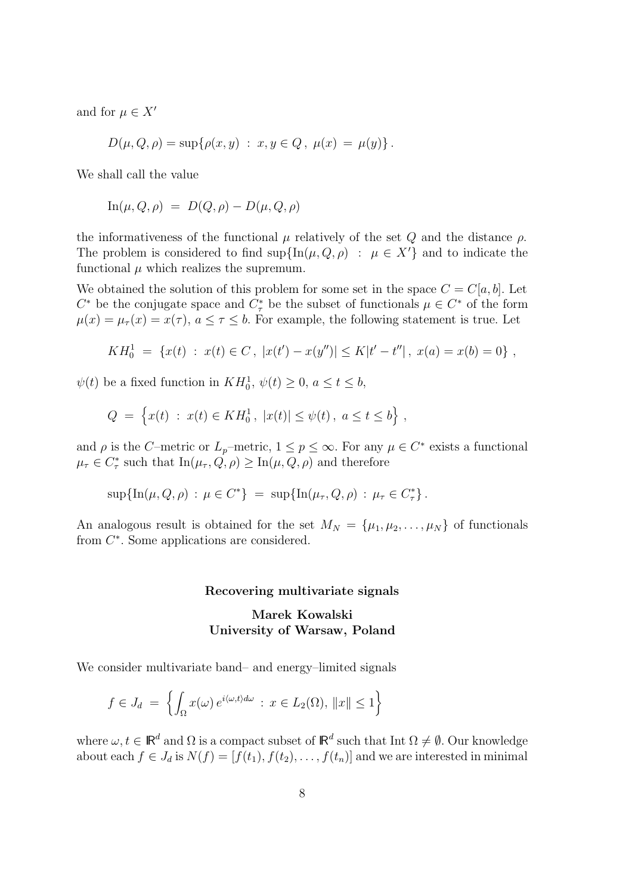and for $\mu \in X'$

$$D(\mu, Q, \rho) = \sup\{\rho(x, y) \; : \; x, y \in Q \, , \; \mu(x) \; = \; \mu(y)\} \, .$$

We shall call the value

$$\mathrm{In}(\mu, Q, \rho) \; = \; D(Q, \rho) - D(\mu, Q, \rho)$$

the informativeness of the functional $\mu$ relatively of the set $Q$ and the distance $\rho$. The problem is considered to find $\sup\{\mathrm{In}(\mu, Q, \rho) \; : \; \mu \in X'\}$ and to indicate the functional $\mu$ which realizes the supremum.

We obtained the solution of this problem for some set in the space $C = C[a, b]$. Let $C^*$ be the conjugate space and $C^*_\tau$ be the subset of functionals $\mu \in C^*$ of the form $\mu(x) = \mu_\tau(x) = x(\tau)$, $a \le \tau \le b$. For example, the following statement is true. Let

$$KH^1_0 \; = \; \{x(t) \; : \; x(t) \in C \, , \; |x(t') - x(y'')| \le K|t' - t''| \, , \; x(a) = x(b) = 0\} \, ,$$

$\psi(t)$ be a fixed function in $KH^1_0$, $\psi(t) \ge 0$, $a \le t \le b$,

$$Q \; = \; \left\{x(t) \; : \; x(t) \in KH^1_0 \, , \; |x(t)| \le \psi(t) \, , \; a \le t \le b\right\} \, ,$$

and $\rho$ is the $C$–metric or $L_p$–metric, $1 \le p \le \infty$. For any $\mu \in C^*$ exists a functional $\mu_\tau \in C^*_\tau$ such that $\mathrm{In}(\mu_\tau, Q, \rho) \ge \mathrm{In}(\mu, Q, \rho)$ and therefore

$$\sup\{\mathrm{In}(\mu, Q, \rho) \, : \, \mu \in C^*\} \; = \; \sup\{\mathrm{In}(\mu_\tau, Q, \rho) \, : \, \mu_\tau \in C^*_\tau\} \, .$$

An analogous result is obtained for the set $M_N = \{\mu_1, \mu_2, \ldots, \mu_N\}$ of functionals from $C^*$. Some applications are considered.

## Recovering multivariate signals

**Marek Kowalski**
**University of Warsaw, Poland**

We consider multivariate band– and energy–limited signals

$$f \in J_d \; = \; \left\{ \int_\Omega x(\omega) \, e^{i\langle \omega, t \rangle d\omega} \; : \; x \in L_2(\Omega), \; \|x\| \le 1 \right\}$$

where $\omega, t \in \mathbb{R}^d$ and $\Omega$ is a compact subset of $\mathbb{R}^d$ such that $\mathrm{Int}\, \Omega \ne \emptyset$. Our knowledge about each $f \in J_d$ is $N(f) = [f(t_1), f(t_2), \ldots, f(t_n)]$ and we are interested in minimal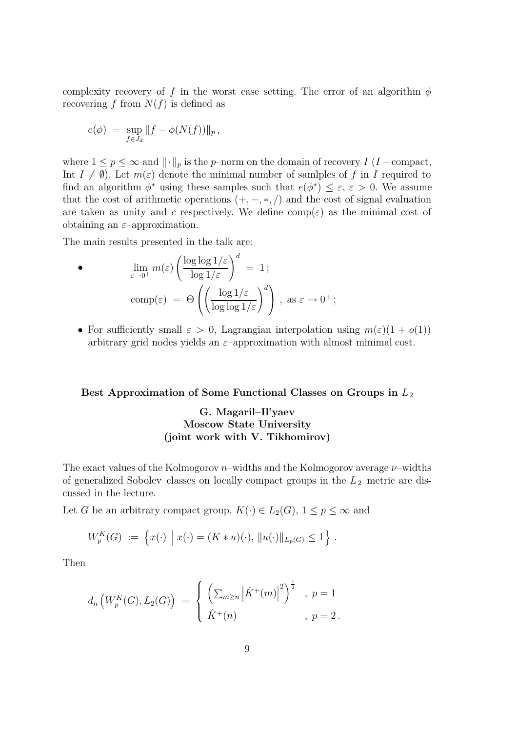complexity recovery of $f$ in the worst case setting. The error of an algorithm $\phi$ recovering $f$ from $N(f)$ is defined as

$$e(\phi) \;=\; \sup_{f \in J_d} \|f - \phi(N(f))\|_p \,,$$

where $1 \le p \le \infty$ and $\|\cdot\|_p$ is the $p$–norm on the domain of recovery $I$ ($I$ – compact, Int $I \neq \emptyset$). Let $m(\varepsilon)$ denote the minimal number of samlples of $f$ in $I$ required to find an algorithm $\phi^*$ using these samples such that $e(\phi^*) \le \varepsilon$, $\varepsilon > 0$. We assume that the cost of arithmetic operations $(+, -, *, /)$ and the cost of signal evaluation are taken as unity and $c$ respectively. We define $\mathrm{comp}(\varepsilon)$ as the minimal cost of obtaining an $\varepsilon$–approximation.

The main results presented in the talk are:

- $$\lim_{\varepsilon \to 0^+} m(\varepsilon) \left( \frac{\log\log 1/\varepsilon}{\log 1/\varepsilon} \right)^d \;=\; 1 \,;$$
  $$\mathrm{comp}(\varepsilon) \;=\; \Theta\left( \left( \frac{\log 1/\varepsilon}{\log\log 1/\varepsilon} \right)^d \right) \,,\ \text{as } \varepsilon \to 0^+ \,;$$
- For sufficiently small $\varepsilon > 0$, Lagrangian interpolation using $m(\varepsilon)(1 + o(1))$ arbitrary grid nodes yields an $\varepsilon$–approximation with almost minimal cost.

### Best Approximation of Some Functional Classes on Groups in $L_2$

**G. Magaril–Il'yaev**
**Moscow State University**
**(joint work with V. Tikhomirov)**

The exact values of the Kolmogorov $n$–widths and the Kolmogorov average $\nu$–widths of generalized Sobolev–classes on locally compact groups in the $L_2$–metric are discussed in the lecture.

Let $G$ be an arbitrary compact group, $K(\cdot) \in L_2(G)$, $1 \le p \le \infty$ and

$$W_p^K(G) \;:=\; \left\{ x(\cdot) \;\Big|\; x(\cdot) = (K * u)(\cdot),\ \|u(\cdot)\|_{L_p(G)} \le 1 \right\} .$$

Then

$$d_n\left(W_p^K(G), L_2(G)\right) \;=\; \begin{cases} \left( \sum_{m \ge n} \left| \hat{K}^+(m) \right|^2 \right)^{\frac{1}{2}} & ,\ p = 1 \\ \hat{K}^+(n) & ,\ p = 2 \,. \end{cases}$$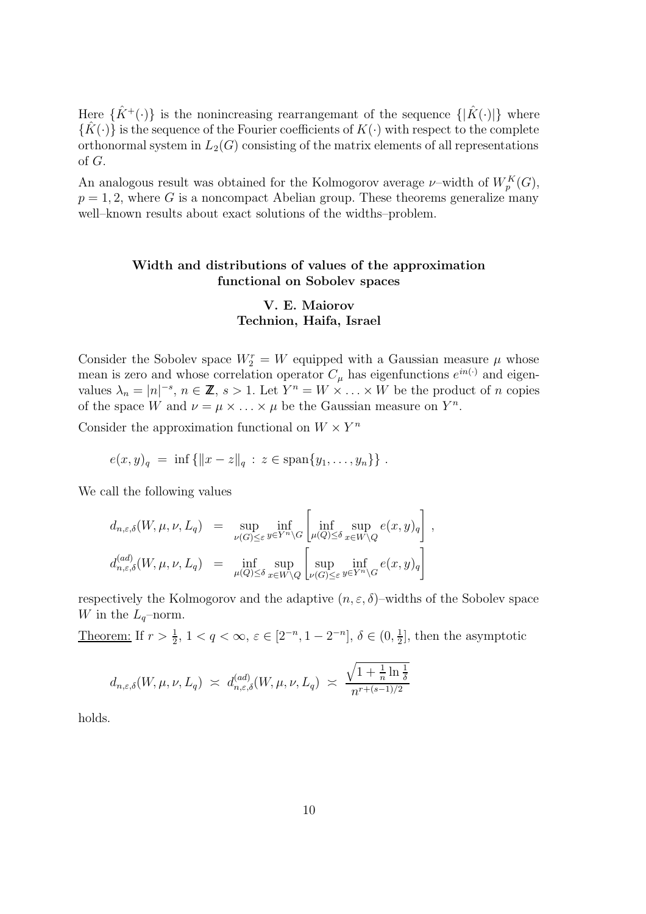Here $\{\hat{K}^+(\cdot)\}$ is the nonincreasing rearrangemant of the sequence $\{|\hat{K}(\cdot)|\}$ where $\{\hat{K}(\cdot)\}$ is the sequence of the Fourier coefficients of $K(\cdot)$ with respect to the complete orthonormal system in $L_2(G)$ consisting of the matrix elements of all representations of $G$.

An analogous result was obtained for the Kolmogorov average $\nu$–width of $W_p^K(G)$, $p = 1, 2$, where $G$ is a noncompact Abelian group. These theorems generalize many well–known results about exact solutions of the widths–problem.

### Width and distributions of values of the approximation functional on Sobolev spaces

**V. E. Maiorov**
**Technion, Haifa, Israel**

Consider the Sobolev space $W_2^r = W$ equipped with a Gaussian measure $\mu$ whose mean is zero and whose correlation operator $C_\mu$ has eigenfunctions $e^{in(\cdot)}$ and eigenvalues $\lambda_n = |n|^{-s}$, $n \in \mathbb{Z}$, $s > 1$. Let $Y^n = W \times \ldots \times W$ be the product of $n$ copies of the space $W$ and $\nu = \mu \times \ldots \times \mu$ be the Gaussian measure on $Y^n$.

Consider the approximation functional on $W \times Y^n$

$$e(x, y)_q \;=\; \inf \left\{ \|x - z\|_q \,:\, z \in \operatorname{span}\{y_1, \ldots, y_n\} \right\} .$$

We call the following values

$$\begin{aligned} d_{n,\varepsilon,\delta}(W, \mu, \nu, L_q) &= \sup_{\nu(G) \le \varepsilon} \inf_{y \in Y^n \setminus G} \left[ \inf_{\mu(Q) \le \delta} \sup_{x \in W \setminus Q} e(x, y)_q \right] , \\ d_{n,\varepsilon,\delta}^{(ad)}(W, \mu, \nu, L_q) &= \inf_{\mu(Q) \le \delta} \sup_{x \in W \setminus Q} \left[ \sup_{\nu(G) \le \varepsilon} \inf_{y \in Y^n \setminus G} e(x, y)_q \right] \end{aligned}$$

respectively the Kolmogorov and the adaptive $(n, \varepsilon, \delta)$–widths of the Sobolev space $W$ in the $L_q$–norm.

<u>Theorem:</u> If $r > \frac{1}{2}$, $1 < q < \infty$, $\varepsilon \in [2^{-n}, 1 - 2^{-n}]$, $\delta \in (0, \frac{1}{2}]$, then the asymptotic

$$d_{n,\varepsilon,\delta}(W, \mu, \nu, L_q) \;\asymp\; d_{n,\varepsilon,\delta}^{(ad)}(W, \mu, \nu, L_q) \;\asymp\; \frac{\sqrt{1 + \frac{1}{n} \ln \frac{1}{\delta}}}{n^{r + (s-1)/2}}$$

holds.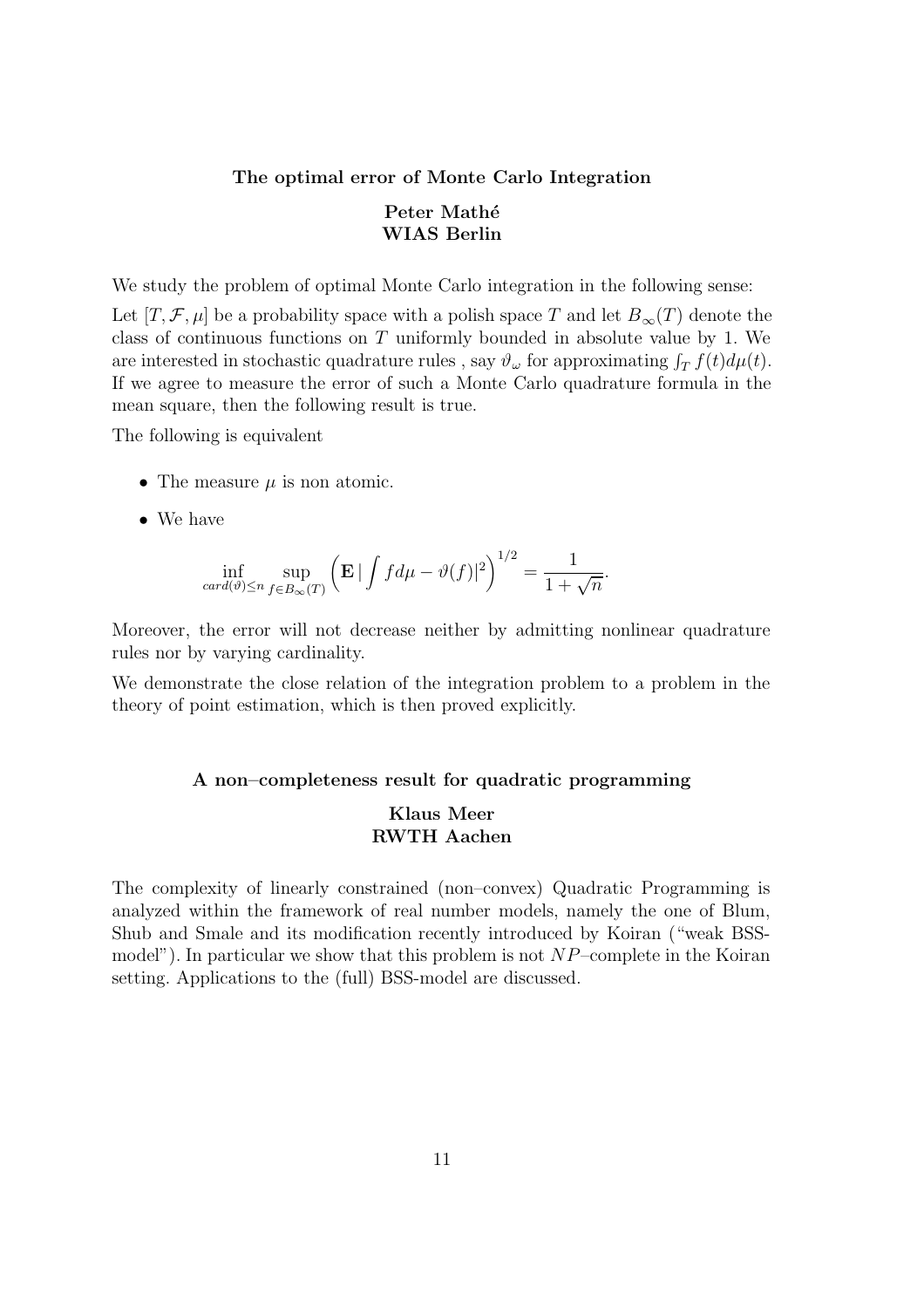### The optimal error of Monte Carlo Integration

**Peter Mathé**
**WIAS Berlin**

We study the problem of optimal Monte Carlo integration in the following sense:

Let $[T, \mathcal{F}, \mu]$ be a probability space with a polish space $T$ and let $B_\infty(T)$ denote the class of continuous functions on $T$ uniformly bounded in absolute value by 1. We are interested in stochastic quadrature rules , say $\vartheta_\omega$ for approximating $\int_T f(t) d\mu(t)$. If we agree to measure the error of such a Monte Carlo quadrature formula in the mean square, then the following result is true.

The following is equivalent

- The measure $\mu$ is non atomic.
- We have

$$\inf_{card(\vartheta) \leq n} \sup_{f \in B_\infty(T)} \left( \mathbf{E} \left| \int f d\mu - \vartheta(f) \right|^2 \right)^{1/2} = \frac{1}{1 + \sqrt{n}}.$$

Moreover, the error will not decrease neither by admitting nonlinear quadrature rules nor by varying cardinality.

We demonstrate the close relation of the integration problem to a problem in the theory of point estimation, which is then proved explicitly.

### A non–completeness result for quadratic programming

**Klaus Meer**
**RWTH Aachen**

The complexity of linearly constrained (non–convex) Quadratic Programming is analyzed within the framework of real number models, namely the one of Blum, Shub and Smale and its modification recently introduced by Koiran ("weak BSS-model"). In particular we show that this problem is not $NP$–complete in the Koiran setting. Applications to the (full) BSS-model are discussed.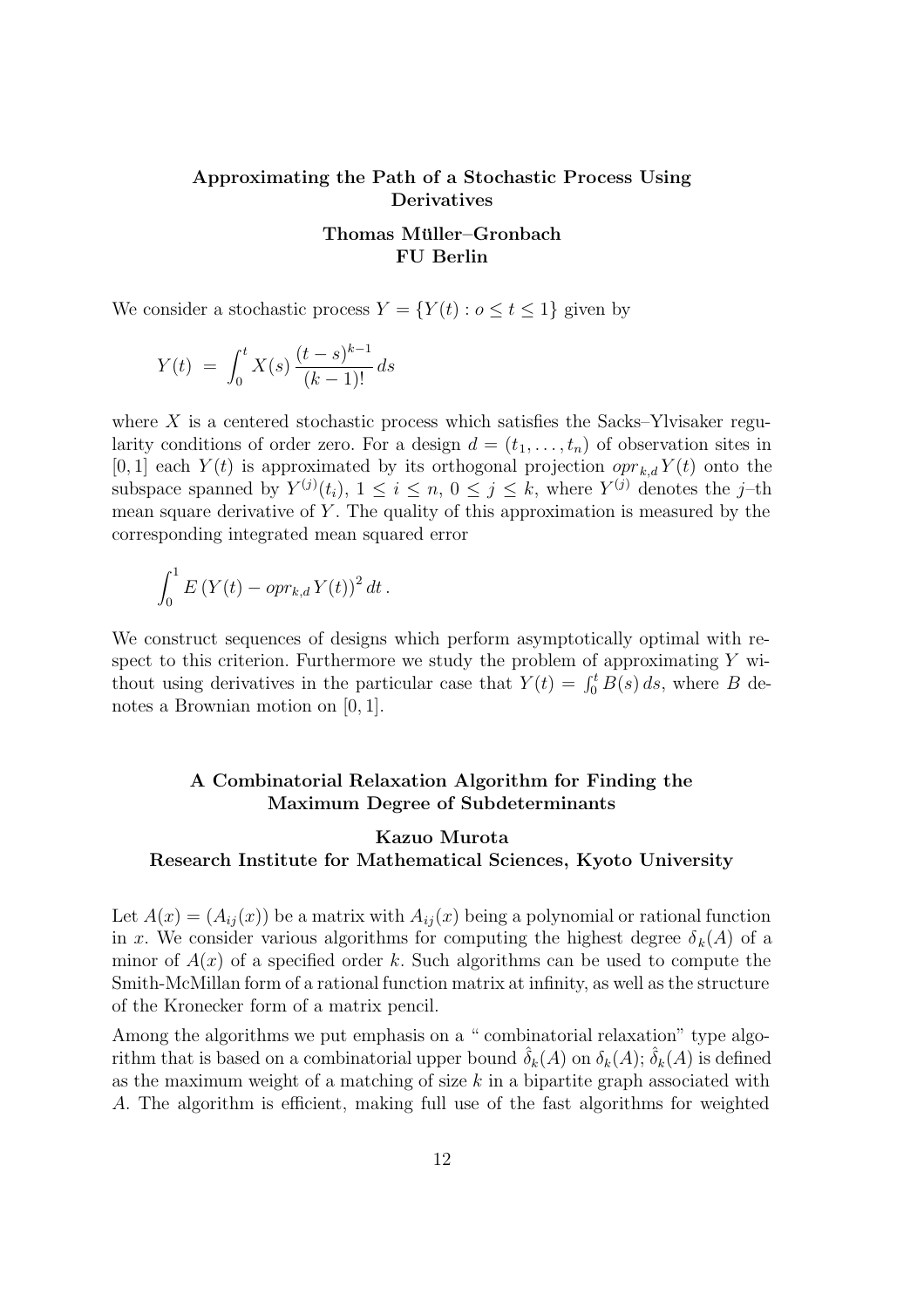### Approximating the Path of a Stochastic Process Using Derivatives

**Thomas Müller–Gronbach**
**FU Berlin**

We consider a stochastic process $Y = \{Y(t) : o \leq t \leq 1\}$ given by

$$Y(t) \;=\; \int_0^t X(s)\,\frac{(t-s)^{k-1}}{(k-1)!}\,ds$$

where $X$ is a centered stochastic process which satisfies the Sacks–Ylvisaker regularity conditions of order zero. For a design $d = (t_1, \ldots, t_n)$ of observation sites in $[0,1]$ each $Y(t)$ is approximated by its orthogonal projection $opr_{k,d}\,Y(t)$ onto the subspace spanned by $Y^{(j)}(t_i)$, $1 \leq i \leq n$, $0 \leq j \leq k$, where $Y^{(j)}$ denotes the $j$–th mean square derivative of $Y$. The quality of this approximation is measured by the corresponding integrated mean squared error

$$\int_0^1 E\,(Y(t) - opr_{k,d}\,Y(t))^2\,dt\,.$$

We construct sequences of designs which perform asymptotically optimal with respect to this criterion. Furthermore we study the problem of approximating $Y$ without using derivatives in the particular case that $Y(t) = \int_0^t B(s)\,ds$, where $B$ denotes a Brownian motion on $[0,1]$.

### A Combinatorial Relaxation Algorithm for Finding the Maximum Degree of Subdeterminants

**Kazuo Murota**
**Research Institute for Mathematical Sciences, Kyoto University**

Let $A(x) = (A_{ij}(x))$ be a matrix with $A_{ij}(x)$ being a polynomial or rational function in $x$. We consider various algorithms for computing the highest degree $\delta_k(A)$ of a minor of $A(x)$ of a specified order $k$. Such algorithms can be used to compute the Smith-McMillan form of a rational function matrix at infinity, as well as the structure of the Kronecker form of a matrix pencil.

Among the algorithms we put emphasis on a " combinatorial relaxation" type algorithm that is based on a combinatorial upper bound $\hat{\delta}_k(A)$ on $\delta_k(A)$; $\hat{\delta}_k(A)$ is defined as the maximum weight of a matching of size $k$ in a bipartite graph associated with $A$. The algorithm is efficient, making full use of the fast algorithms for weighted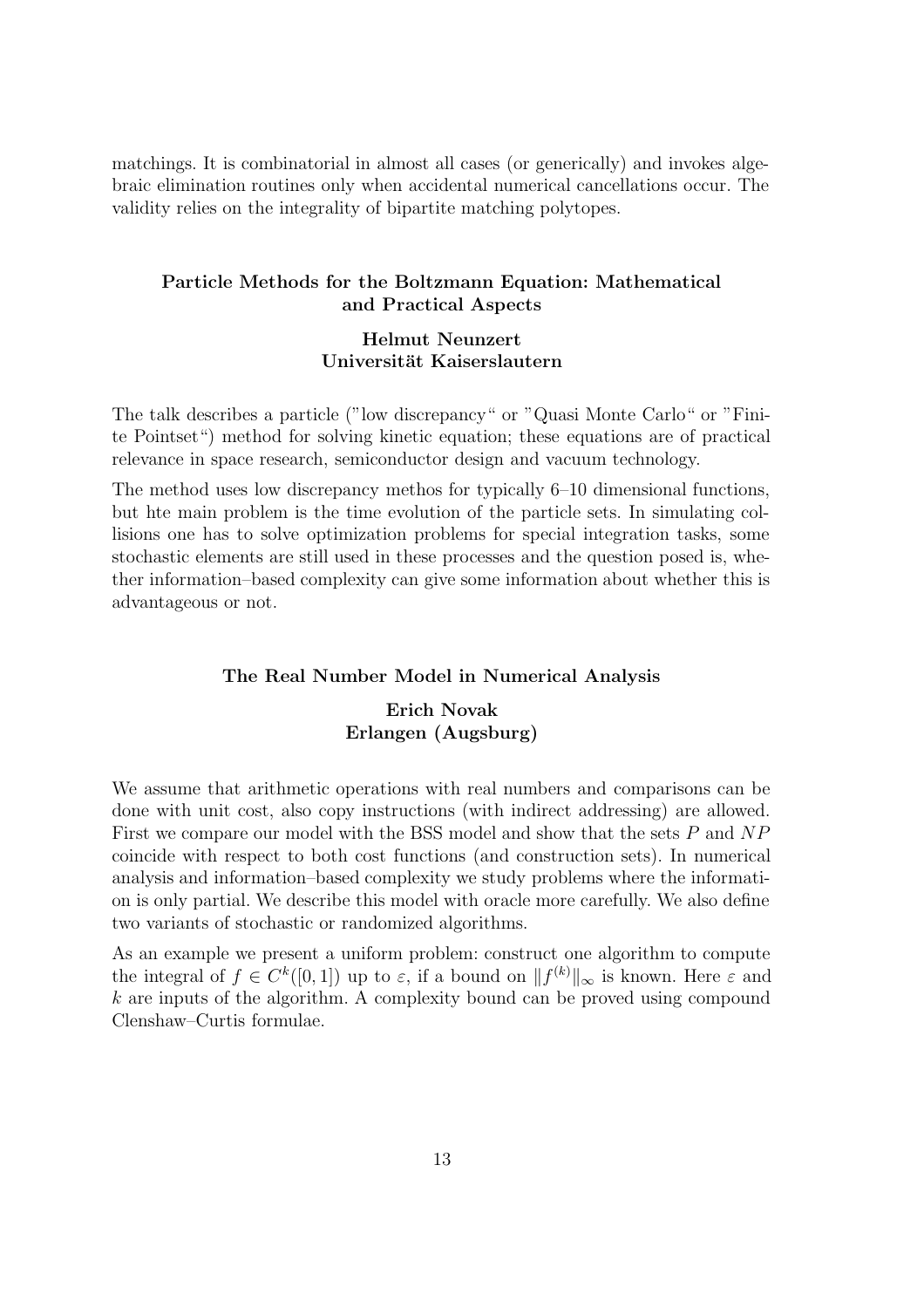matchings. It is combinatorial in almost all cases (or generically) and invokes algebraic elimination routines only when accidental numerical cancellations occur. The validity relies on the integrality of bipartite matching polytopes.

### Particle Methods for the Boltzmann Equation: Mathematical and Practical Aspects

**Helmut Neunzert**
**Universität Kaiserslautern**

The talk describes a particle ("low discrepancy" or "Quasi Monte Carlo" or "Finite Pointset") method for solving kinetic equation; these equations are of practical relevance in space research, semiconductor design and vacuum technology.

The method uses low discrepancy methos for typically 6–10 dimensional functions, but hte main problem is the time evolution of the particle sets. In simulating collisions one has to solve optimization problems for special integration tasks, some stochastic elements are still used in these processes and the question posed is, whether information–based complexity can give some information about whether this is advantageous or not.

### The Real Number Model in Numerical Analysis

**Erich Novak**
**Erlangen (Augsburg)**

We assume that arithmetic operations with real numbers and comparisons can be done with unit cost, also copy instructions (with indirect addressing) are allowed. First we compare our model with the BSS model and show that the sets $P$ and $NP$ coincide with respect to both cost functions (and construction sets). In numerical analysis and information–based complexity we study problems where the information is only partial. We describe this model with oracle more carefully. We also define two variants of stochastic or randomized algorithms.

As an example we present a uniform problem: construct one algorithm to compute the integral of $f \in C^k([0,1])$ up to $\varepsilon$, if a bound on $\|f^{(k)}\|_\infty$ is known. Here $\varepsilon$ and $k$ are inputs of the algorithm. A complexity bound can be proved using compound Clenshaw–Curtis formulae.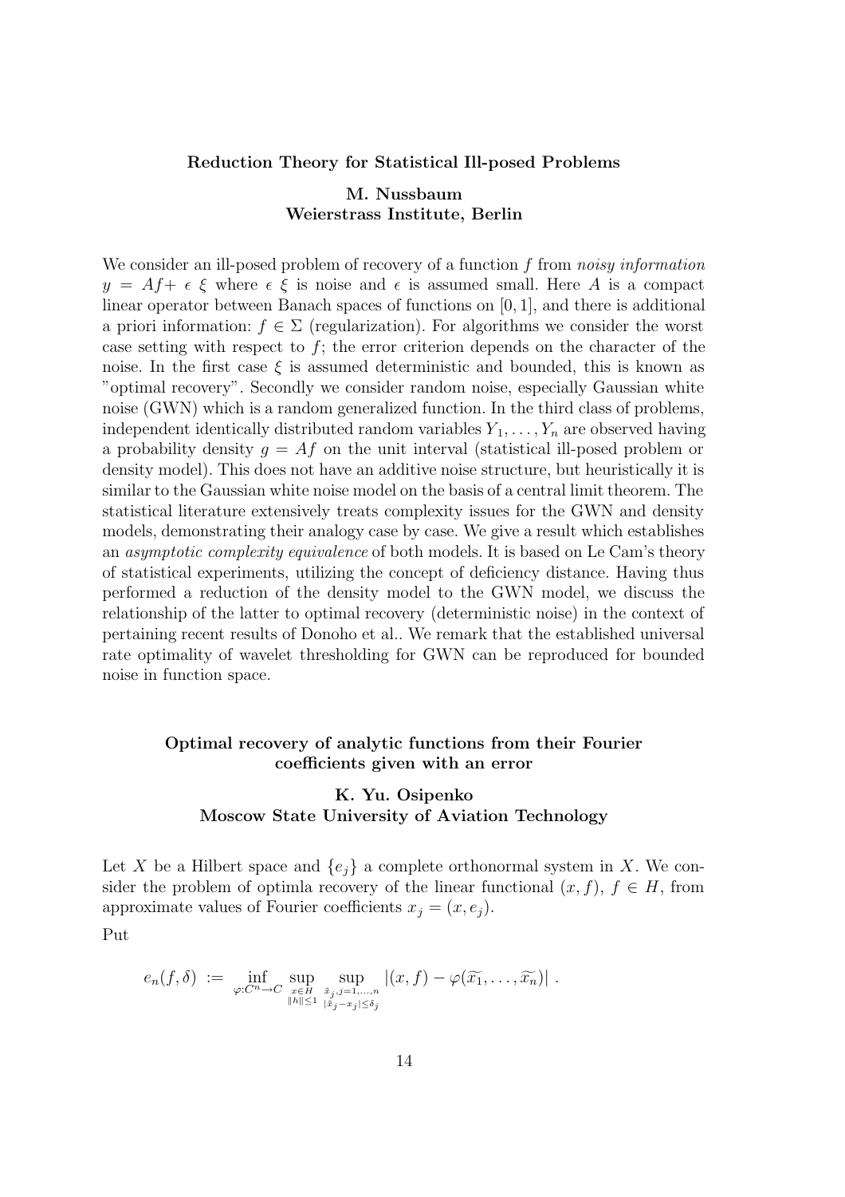### Reduction Theory for Statistical Ill-posed Problems

**M. Nussbaum**
**Weierstrass Institute, Berlin**

We consider an ill-posed problem of recovery of a function $f$ from *noisy information* $y = Af + \epsilon\ \xi$ where $\epsilon\ \xi$ is noise and $\epsilon$ is assumed small. Here $A$ is a compact linear operator between Banach spaces of functions on $[0,1]$, and there is additional a priori information: $f \in \Sigma$ (regularization). For algorithms we consider the worst case setting with respect to $f$; the error criterion depends on the character of the noise. In the first case $\xi$ is assumed deterministic and bounded, this is known as "optimal recovery". Secondly we consider random noise, especially Gaussian white noise (GWN) which is a random generalized function. In the third class of problems, independent identically distributed random variables $Y_1, \ldots, Y_n$ are observed having a probability density $g = Af$ on the unit interval (statistical ill-posed problem or density model). This does not have an additive noise structure, but heuristically it is similar to the Gaussian white noise model on the basis of a central limit theorem. The statistical literature extensively treats complexity issues for the GWN and density models, demonstrating their analogy case by case. We give a result which establishes an *asymptotic complexity equivalence* of both models. It is based on Le Cam's theory of statistical experiments, utilizing the concept of deficiency distance. Having thus performed a reduction of the density model to the GWN model, we discuss the relationship of the latter to optimal recovery (deterministic noise) in the context of pertaining recent results of Donoho et al.. We remark that the established universal rate optimality of wavelet thresholding for GWN can be reproduced for bounded noise in function space.

### Optimal recovery of analytic functions from their Fourier coefficients given with an error

**K. Yu. Osipenko**
**Moscow State University of Aviation Technology**

Let $X$ be a Hilbert space and $\{e_j\}$ a complete orthonormal system in $X$. We consider the problem of optimla recovery of the linear functional $(x, f)$, $f \in H$, from approximate values of Fourier coefficients $x_j = (x, e_j)$.

Put

$$e_n(f, \delta) := \inf_{\varphi : C^n \to C} \sup_{\substack{x \in H \\ \|h\| \le 1}} \sup_{\substack{\tilde{x}_j, j=1,\ldots,n \\ |\tilde{x}_j - x_j| \le \delta_j}} |(x, f) - \varphi(\widetilde{x_1}, \ldots, \widetilde{x_n})| \,.$$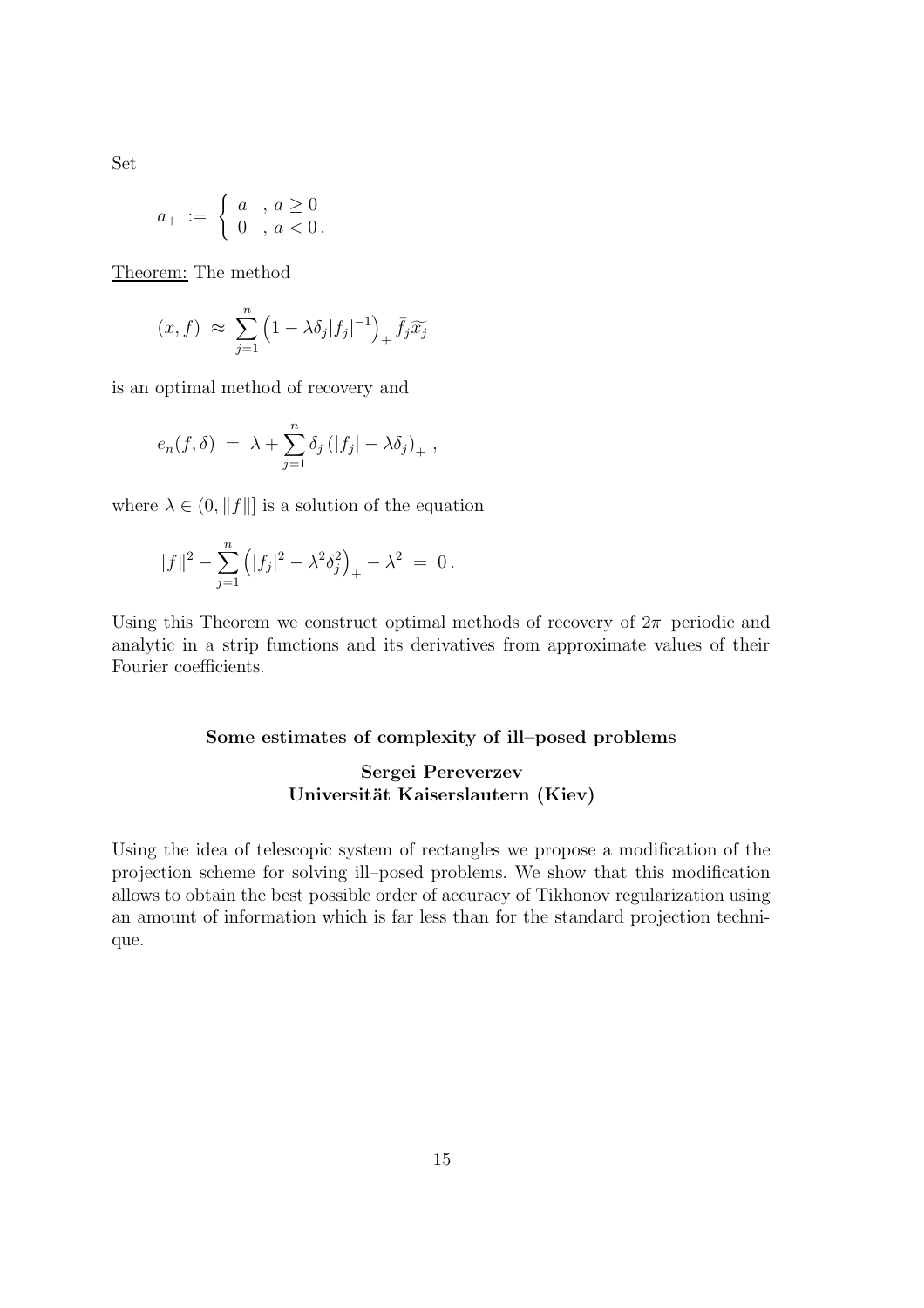Set

$$a_+ := \begin{cases} a & , a \geq 0 \\ 0 & , a < 0 \, . \end{cases}$$

Theorem: The method

$$(x, f) \approx \sum_{j=1}^{n} \left(1 - \lambda \delta_j |f_j|^{-1}\right)_+ \bar{f}_j \widetilde{x_j}$$

is an optimal method of recovery and

$$e_n(f, \delta) = \lambda + \sum_{j=1}^{n} \delta_j \left(|f_j| - \lambda \delta_j\right)_+ ,$$

where $\lambda \in (0, \|f\|]$ is a solution of the equation

$$\|f\|^2 - \sum_{j=1}^{n} \left(|f_j|^2 - \lambda^2 \delta_j^2\right)_+ - \lambda^2 = 0 \, .$$

Using this Theorem we construct optimal methods of recovery of $2\pi$–periodic and analytic in a strip functions and its derivatives from approximate values of their Fourier coefficients.

### Some estimates of complexity of ill–posed problems

**Sergei Pereverzev**
**Universität Kaiserslautern (Kiev)**

Using the idea of telescopic system of rectangles we propose a modification of the projection scheme for solving ill–posed problems. We show that this modification allows to obtain the best possible order of accuracy of Tikhonov regularization using an amount of information which is far less than for the standard projection technique.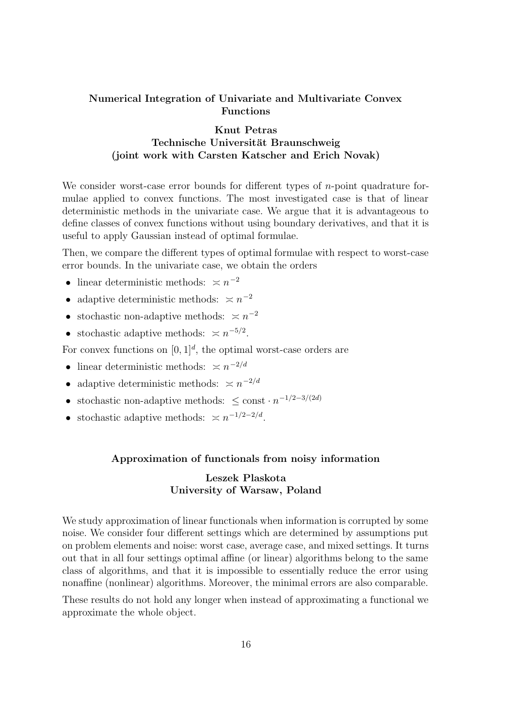## Numerical Integration of Univariate and Multivariate Convex Functions

**Knut Petras**
**Technische Universität Braunschweig**
**(joint work with Carsten Katscher and Erich Novak)**

We consider worst-case error bounds for different types of $n$-point quadrature formulae applied to convex functions. The most investigated case is that of linear deterministic methods in the univariate case. We argue that it is advantageous to define classes of convex functions without using boundary derivatives, and that it is useful to apply Gaussian instead of optimal formulae.

Then, we compare the different types of optimal formulae with respect to worst-case error bounds. In the univariate case, we obtain the orders

- linear deterministic methods: $\asymp n^{-2}$
- adaptive deterministic methods: $\asymp n^{-2}$
- stochastic non-adaptive methods: $\asymp n^{-2}$
- stochastic adaptive methods: $\asymp n^{-5/2}$.

For convex functions on $[0,1]^d$, the optimal worst-case orders are

- linear deterministic methods: $\asymp n^{-2/d}$
- adaptive deterministic methods: $\asymp n^{-2/d}$
- stochastic non-adaptive methods: $\leq \text{const} \cdot n^{-1/2-3/(2d)}$
- stochastic adaptive methods: $\asymp n^{-1/2-2/d}$.

## Approximation of functionals from noisy information

**Leszek Plaskota**
**University of Warsaw, Poland**

We study approximation of linear functionals when information is corrupted by some noise. We consider four different settings which are determined by assumptions put on problem elements and noise: worst case, average case, and mixed settings. It turns out that in all four settings optimal affine (or linear) algorithms belong to the same class of algorithms, and that it is impossible to essentially reduce the error using nonaffine (nonlinear) algorithms. Moreover, the minimal errors are also comparable.

These results do not hold any longer when instead of approximating a functional we approximate the whole object.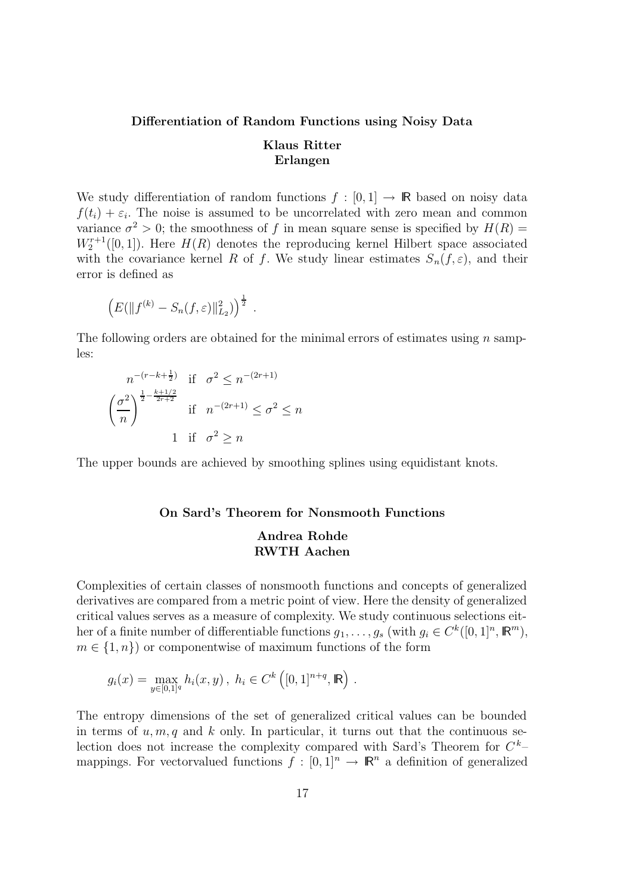### Differentiation of Random Functions using Noisy Data

**Klaus Ritter**
**Erlangen**

We study differentiation of random functions $f : [0,1] \to \mathbb{R}$ based on noisy data $f(t_i) + \varepsilon_i$. The noise is assumed to be uncorrelated with zero mean and common variance $\sigma^2 > 0$; the smoothness of $f$ in mean square sense is specified by $H(R) = W_2^{r+1}([0,1])$. Here $H(R)$ denotes the reproducing kernel Hilbert space associated with the covariance kernel $R$ of $f$. We study linear estimates $S_n(f, \varepsilon)$, and their error is defined as

$$\left( E(\|f^{(k)} - S_n(f,\varepsilon)\|_{L_2}^2) \right)^{\frac{1}{2}} .$$

The following orders are obtained for the minimal errors of estimates using $n$ samples:

$$\begin{array}{cl} n^{-(r-k+\frac{1}{2})} & \text{if} \quad \sigma^2 \le n^{-(2r+1)} \\ \left(\dfrac{\sigma^2}{n}\right)^{\frac{1}{2} - \frac{k+1/2}{2r+2}} & \text{if} \quad n^{-(2r+1)} \le \sigma^2 \le n \\ 1 & \text{if} \quad \sigma^2 \ge n \end{array}$$

The upper bounds are achieved by smoothing splines using equidistant knots.

### On Sard's Theorem for Nonsmooth Functions

**Andrea Rohde**
**RWTH Aachen**

Complexities of certain classes of nonsmooth functions and concepts of generalized derivatives are compared from a metric point of view. Here the density of generalized critical values serves as a measure of complexity. We study continuous selections either of a finite number of differentiable functions $g_1, \ldots, g_s$ (with $g_i \in C^k([0,1]^n, \mathbb{R}^m)$, $m \in \{1, n\}$) or componentwise of maximum functions of the form

$$g_i(x) = \max_{y \in [0,1]^q} h_i(x,y)\,,\ h_i \in C^k\left([0,1]^{n+q}, \mathbb{R}\right) .$$

The entropy dimensions of the set of generalized critical values can be bounded in terms of $u, m, q$ and $k$ only. In particular, it turns out that the continuous selection does not increase the complexity compared with Sard's Theorem for $C^k$–mappings. For vectorvalued functions $f : [0,1]^n \to \mathbb{R}^n$ a definition of generalized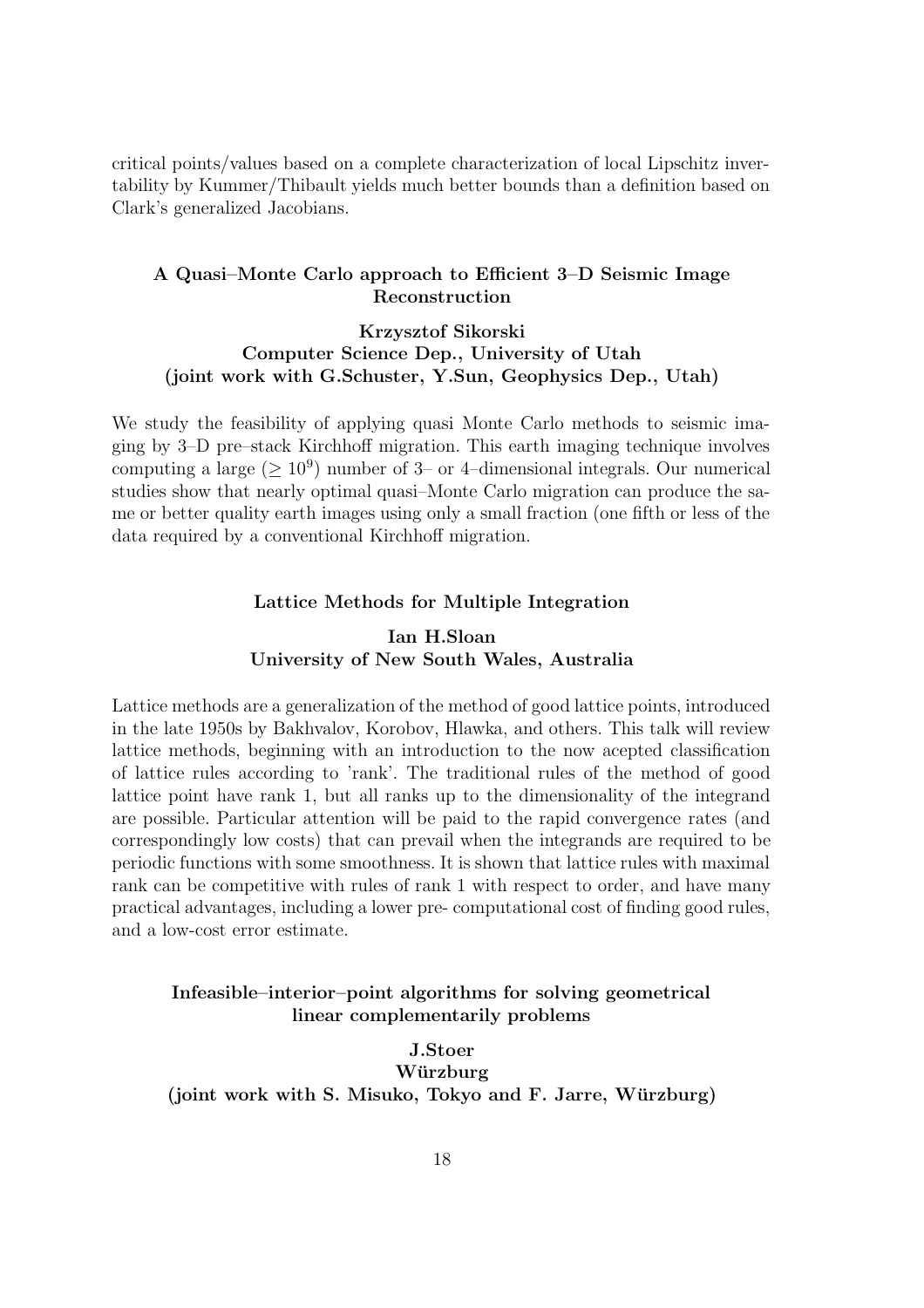critical points/values based on a complete characterization of local Lipschitz invertability by Kummer/Thibault yields much better bounds than a definition based on Clark's generalized Jacobians.

### A Quasi–Monte Carlo approach to Efficient 3–D Seismic Image Reconstruction

**Krzysztof Sikorski**
**Computer Science Dep., University of Utah**
**(joint work with G.Schuster, Y.Sun, Geophysics Dep., Utah)**

We study the feasibility of applying quasi Monte Carlo methods to seismic imaging by 3–D pre–stack Kirchhoff migration. This earth imaging technique involves computing a large ($\geq 10^9$) number of 3– or 4–dimensional integrals. Our numerical studies show that nearly optimal quasi–Monte Carlo migration can produce the same or better quality earth images using only a small fraction (one fifth or less of the data required by a conventional Kirchhoff migration.

### Lattice Methods for Multiple Integration

**Ian H.Sloan**
**University of New South Wales, Australia**

Lattice methods are a generalization of the method of good lattice points, introduced in the late 1950s by Bakhvalov, Korobov, Hlawka, and others. This talk will review lattice methods, beginning with an introduction to the now acepted classification of lattice rules according to 'rank'. The traditional rules of the method of good lattice point have rank 1, but all ranks up to the dimensionality of the integrand are possible. Particular attention will be paid to the rapid convergence rates (and correspondingly low costs) that can prevail when the integrands are required to be periodic functions with some smoothness. It is shown that lattice rules with maximal rank can be competitive with rules of rank 1 with respect to order, and have many practical advantages, including a lower pre- computational cost of finding good rules, and a low-cost error estimate.

### Infeasible–interior–point algorithms for solving geometrical linear complementarily problems

**J.Stoer**
**Würzburg**
**(joint work with S. Misuko, Tokyo and F. Jarre, Würzburg)**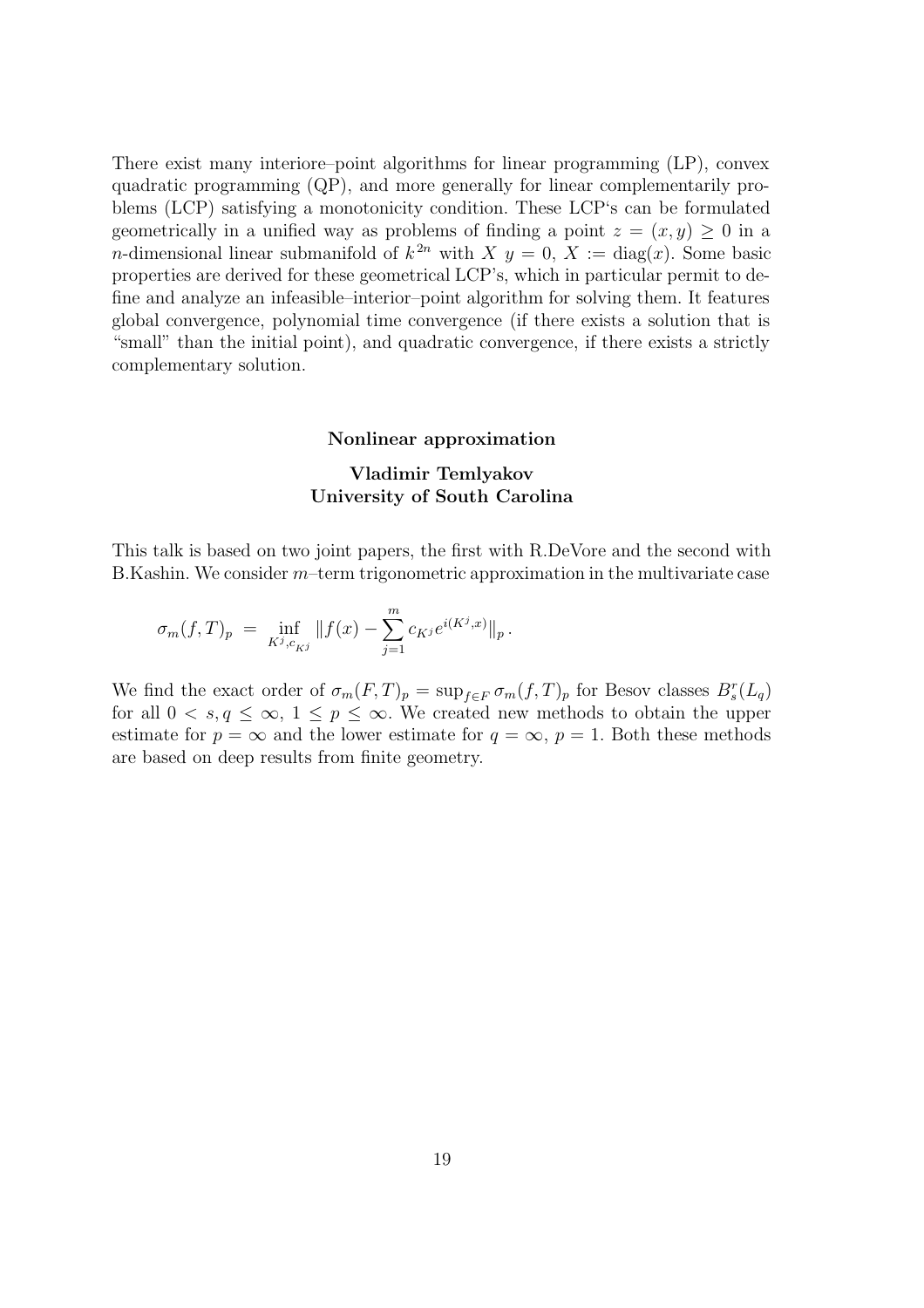There exist many interiore–point algorithms for linear programming (LP), convex quadratic programming (QP), and more generally for linear complementarily problems (LCP) satisfying a monotonicity condition. These LCP's can be formulated geometrically in a unified way as problems of finding a point $z = (x, y) \geq 0$ in a $n$-dimensional linear submanifold of $k^{2n}$ with $X\ y = 0$, $X := \text{diag}(x)$. Some basic properties are derived for these geometrical LCP's, which in particular permit to define and analyze an infeasible–interior–point algorithm for solving them. It features global convergence, polynomial time convergence (if there exists a solution that is "small" than the initial point), and quadratic convergence, if there exists a strictly complementary solution.

**Nonlinear approximation**

**Vladimir Temlyakov**
**University of South Carolina**

This talk is based on two joint papers, the first with R.DeVore and the second with B.Kashin. We consider $m$–term trigonometric approximation in the multivariate case

$$\sigma_m(f,T)_p \;=\; \inf_{K^j, c_{K^j}} \|f(x) - \sum_{j=1}^{m} c_{K^j} e^{i(K^j,x)}\|_p \,.$$

We find the exact order of $\sigma_m(F,T)_p = \sup_{f\in F} \sigma_m(f,T)_p$ for Besov classes $B^r_s(L_q)$ for all $0 < s, q \leq \infty$, $1 \leq p \leq \infty$. We created new methods to obtain the upper estimate for $p = \infty$ and the lower estimate for $q = \infty$, $p = 1$. Both these methods are based on deep results from finite geometry.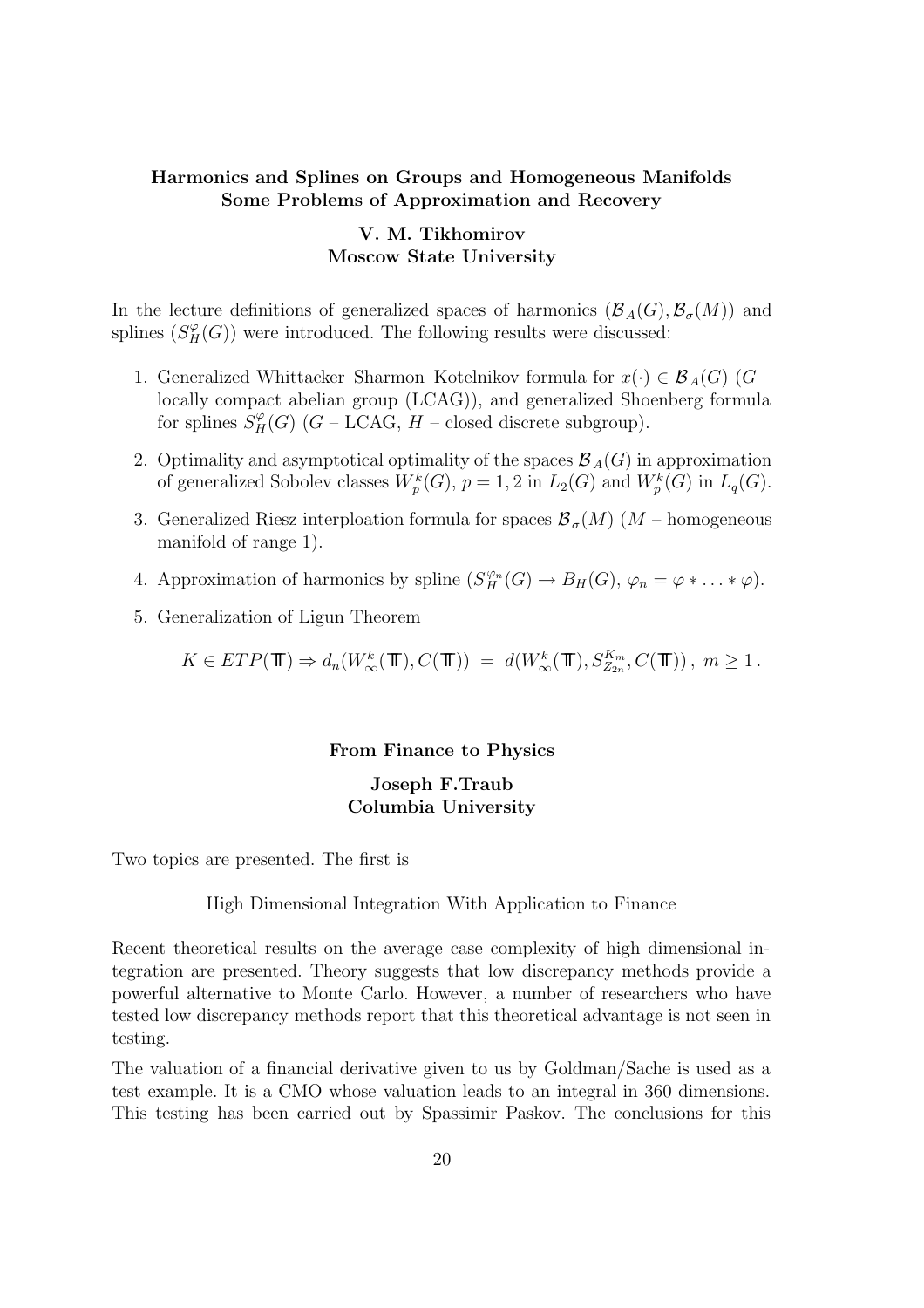**Harmonics and Splines on Groups and Homogeneous Manifolds Some Problems of Approximation and Recovery**

**V. M. Tikhomirov**
**Moscow State University**

In the lecture definitions of generalized spaces of harmonics $(\mathcal{B}_A(G), \mathcal{B}_\sigma(M))$ and splines $(S_H^\varphi(G))$ were introduced. The following results were discussed:

1. Generalized Whittacker–Sharmon–Kotelnikov formula for $x(\cdot) \in \mathcal{B}_A(G)$ ($G$ – locally compact abelian group (LCAG)), and generalized Shoenberg formula for splines $S_H^\varphi(G)$ ($G$ – LCAG, $H$ – closed discrete subgroup).
2. Optimality and asymptotical optimality of the spaces $\mathcal{B}_A(G)$ in approximation of generalized Sobolev classes $W_p^k(G)$, $p = 1, 2$ in $L_2(G)$ and $W_p^k(G)$ in $L_q(G)$.
3. Generalized Riesz interploation formula for spaces $\mathcal{B}_\sigma(M)$ ($M$ – homogeneous manifold of range 1).
4. Approximation of harmonics by spline ($S_H^{\varphi_n}(G) \to B_H(G)$, $\varphi_n = \varphi * \ldots * \varphi$).
5. Generalization of Ligun Theorem

$$K \in ETP(\mathbb{T}) \Rightarrow d_n(W_\infty^k(\mathbb{T}), C(\mathbb{T})) \;=\; d(W_\infty^k(\mathbb{T}), S_{Z_{2n}}^{K_m}, C(\mathbb{T}))\,,\; m \geq 1\,.$$

**From Finance to Physics**

**Joseph F.Traub**
**Columbia University**

Two topics are presented. The first is

High Dimensional Integration With Application to Finance

Recent theoretical results on the average case complexity of high dimensional integration are presented. Theory suggests that low discrepancy methods provide a powerful alternative to Monte Carlo. However, a number of researchers who have tested low discrepancy methods report that this theoretical advantage is not seen in testing.

The valuation of a financial derivative given to us by Goldman/Sache is used as a test example. It is a CMO whose valuation leads to an integral in 360 dimensions. This testing has been carried out by Spassimir Paskov. The conclusions for this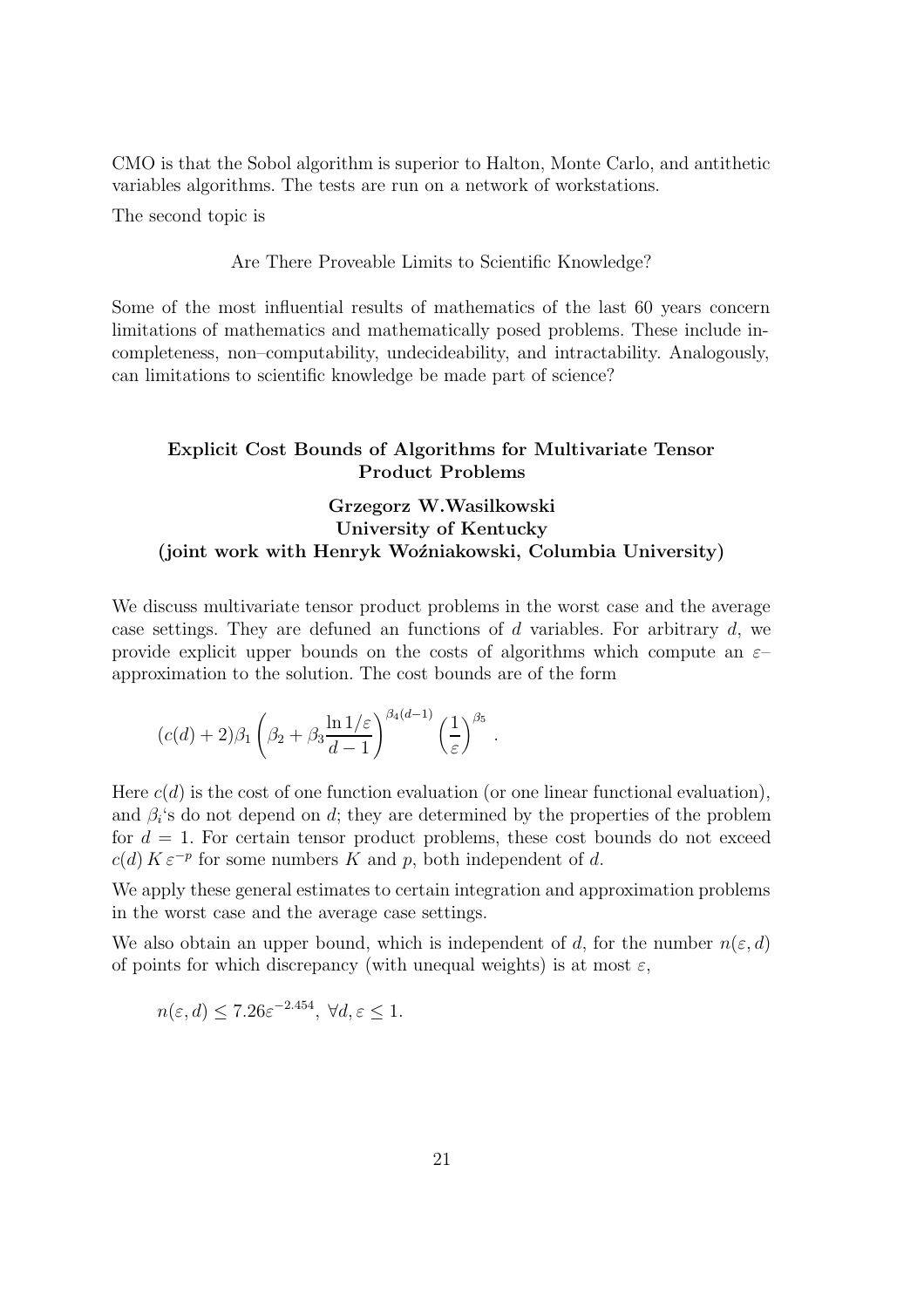CMO is that the Sobol algorithm is superior to Halton, Monte Carlo, and antithetic variables algorithms. The tests are run on a network of workstations.

The second topic is

Are There Proveable Limits to Scientific Knowledge?

Some of the most influential results of mathematics of the last 60 years concern limitations of mathematics and mathematically posed problems. These include incompleteness, non–computability, undecideability, and intractability. Analogously, can limitations to scientific knowledge be made part of science?

### Explicit Cost Bounds of Algorithms for Multivariate Tensor Product Problems

**Grzegorz W.Wasilkowski**
**University of Kentucky**
**(joint work with Henryk Woźniakowski, Columbia University)**

We discuss multivariate tensor product problems in the worst case and the average case settings. They are defuned an functions of $d$ variables. For arbitrary $d$, we provide explicit upper bounds on the costs of algorithms which compute an $\varepsilon$–approximation to the solution. The cost bounds are of the form

$$(c(d)+2)\beta_1 \left(\beta_2 + \beta_3 \frac{\ln 1/\varepsilon}{d-1}\right)^{\beta_4(d-1)} \left(\frac{1}{\varepsilon}\right)^{\beta_5}.$$

Here $c(d)$ is the cost of one function evaluation (or one linear functional evaluation), and $\beta_i$'s do not depend on $d$; they are determined by the properties of the problem for $d = 1$. For certain tensor product problems, these cost bounds do not exceed $c(d)\, K\, \varepsilon^{-p}$ for some numbers $K$ and $p$, both independent of $d$.

We apply these general estimates to certain integration and approximation problems in the worst case and the average case settings.

We also obtain an upper bound, which is independent of $d$, for the number $n(\varepsilon, d)$ of points for which discrepancy (with unequal weights) is at most $\varepsilon$,

$$n(\varepsilon, d) \leq 7.26\varepsilon^{-2.454}, \ \forall d, \varepsilon \leq 1.$$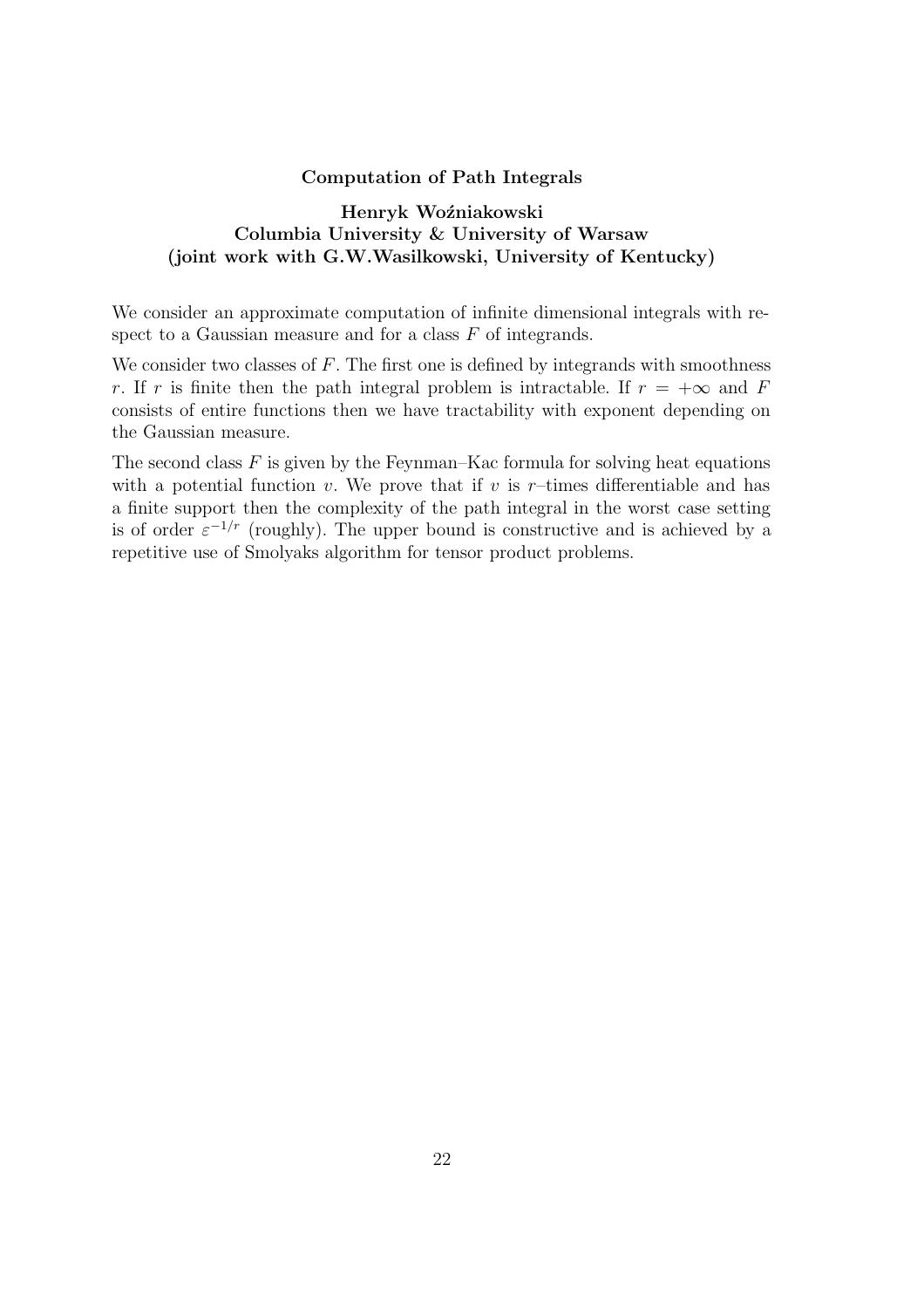## Computation of Path Integrals

**Henryk Woźniakowski**
**Columbia University & University of Warsaw**
**(joint work with G.W.Wasilkowski, University of Kentucky)**

We consider an approximate computation of infinite dimensional integrals with respect to a Gaussian measure and for a class $F$ of integrands.

We consider two classes of $F$. The first one is defined by integrands with smoothness $r$. If $r$ is finite then the path integral problem is intractable. If $r = +\infty$ and $F$ consists of entire functions then we have tractability with exponent depending on the Gaussian measure.

The second class $F$ is given by the Feynman–Kac formula for solving heat equations with a potential function $v$. We prove that if $v$ is $r$–times differentiable and has a finite support then the complexity of the path integral in the worst case setting is of order $\varepsilon^{-1/r}$ (roughly). The upper bound is constructive and is achieved by a repetitive use of Smolyaks algorithm for tensor product problems.